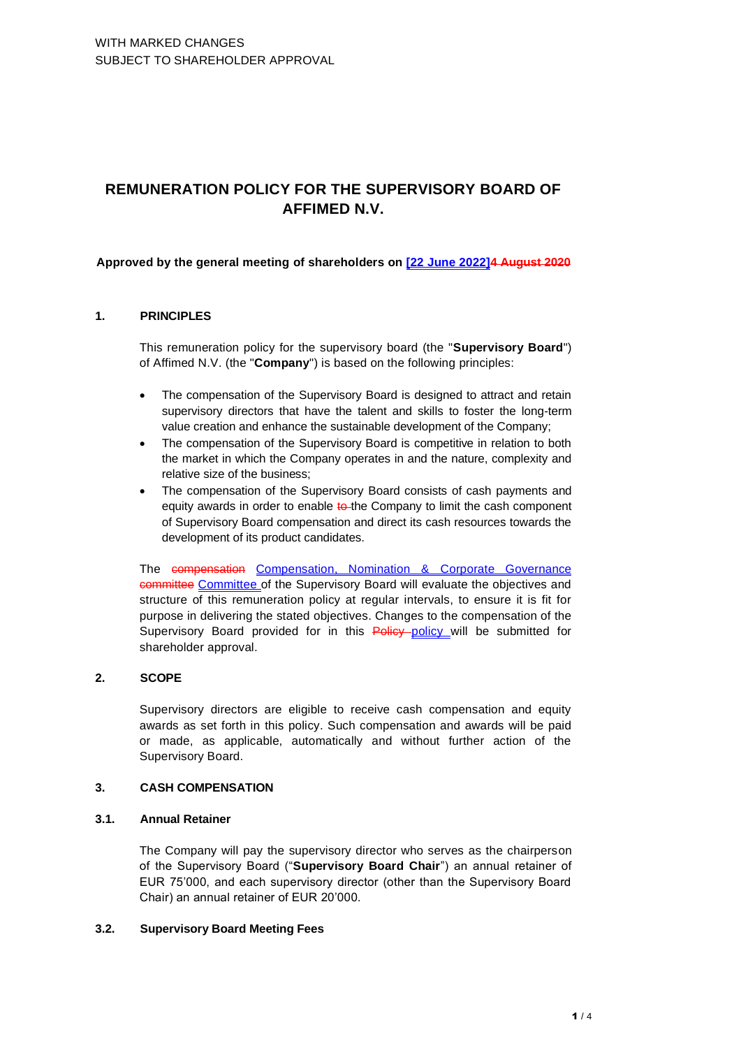WITH MARKED CHANGES
SUBJECT TO SHAREHOLDER APPROVAL

# REMUNERATION POLICY FOR THE SUPERVISORY BOARD OF AFFIMED N.V.

**Approved by the general meeting of shareholders on <u>[22 June 2022]</u>~~4 August 2020~~**

## 1. PRINCIPLES

This remuneration policy for the supervisory board (the "**Supervisory Board**") of Affimed N.V. (the "**Company**") is based on the following principles:

- The compensation of the Supervisory Board is designed to attract and retain supervisory directors that have the talent and skills to foster the long-term value creation and enhance the sustainable development of the Company;
- The compensation of the Supervisory Board is competitive in relation to both the market in which the Company operates in and the nature, complexity and relative size of the business;
- The compensation of the Supervisory Board consists of cash payments and equity awards in order to enable ~~to~~ the Company to limit the cash component of Supervisory Board compensation and direct its cash resources towards the development of its product candidates.

The ~~compensation~~ <u>Compensation, Nomination & Corporate Governance</u> ~~committee~~ <u>Committee</u> of the Supervisory Board will evaluate the objectives and structure of this remuneration policy at regular intervals, to ensure it is fit for purpose in delivering the stated objectives. Changes to the compensation of the Supervisory Board provided for in this ~~Policy~~ <u>policy</u> will be submitted for shareholder approval.

## 2. SCOPE

Supervisory directors are eligible to receive cash compensation and equity awards as set forth in this policy. Such compensation and awards will be paid or made, as applicable, automatically and without further action of the Supervisory Board.

## 3. CASH COMPENSATION

### 3.1. Annual Retainer

The Company will pay the supervisory director who serves as the chairperson of the Supervisory Board ("**Supervisory Board Chair**") an annual retainer of EUR 75'000, and each supervisory director (other than the Supervisory Board Chair) an annual retainer of EUR 20'000.

### 3.2. Supervisory Board Meeting Fees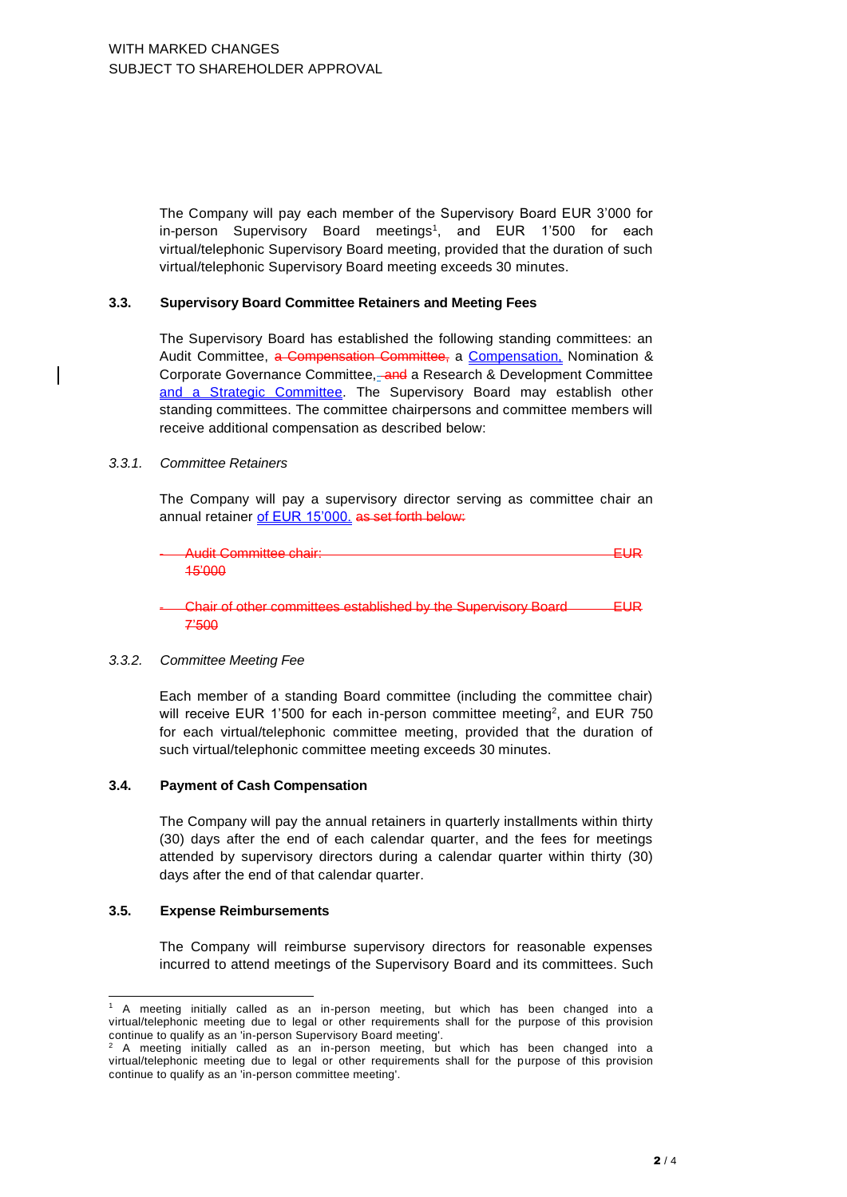WITH MARKED CHANGES
SUBJECT TO SHAREHOLDER APPROVAL

The Company will pay each member of the Supervisory Board EUR 3'000 for in-person Supervisory Board meetings[1], and EUR 1'500 for each virtual/telephonic Supervisory Board meeting, provided that the duration of such virtual/telephonic Supervisory Board meeting exceeds 30 minutes.

### 3.3. Supervisory Board Committee Retainers and Meeting Fees

The Supervisory Board has established the following standing committees: an Audit Committee, ~~a Compensation Committee,~~ a Compensation, Nomination & Corporate Governance Committee, ~~and~~ a Research & Development Committee and a Strategic Committee. The Supervisory Board may establish other standing committees. The committee chairpersons and committee members will receive additional compensation as described below:

#### *3.3.1. Committee Retainers*

The Company will pay a supervisory director serving as committee chair an annual retainer of EUR 15'000. ~~as set forth below:~~

- ~~Audit Committee chair: EUR 15'000~~
- ~~Chair of other committees established by the Supervisory Board EUR 7'500~~

#### *3.3.2. Committee Meeting Fee*

Each member of a standing Board committee (including the committee chair) will receive EUR 1'500 for each in-person committee meeting[2], and EUR 750 for each virtual/telephonic committee meeting, provided that the duration of such virtual/telephonic committee meeting exceeds 30 minutes.

### 3.4. Payment of Cash Compensation

The Company will pay the annual retainers in quarterly installments within thirty (30) days after the end of each calendar quarter, and the fees for meetings attended by supervisory directors during a calendar quarter within thirty (30) days after the end of that calendar quarter.

### 3.5. Expense Reimbursements

The Company will reimburse supervisory directors for reasonable expenses incurred to attend meetings of the Supervisory Board and its committees. Such

---

[1] A meeting initially called as an in-person meeting, but which has been changed into a virtual/telephonic meeting due to legal or other requirements shall for the purpose of this provision continue to qualify as an 'in-person Supervisory Board meeting'.

[2] A meeting initially called as an in-person meeting, but which has been changed into a virtual/telephonic meeting due to legal or other requirements shall for the purpose of this provision continue to qualify as an 'in-person committee meeting'.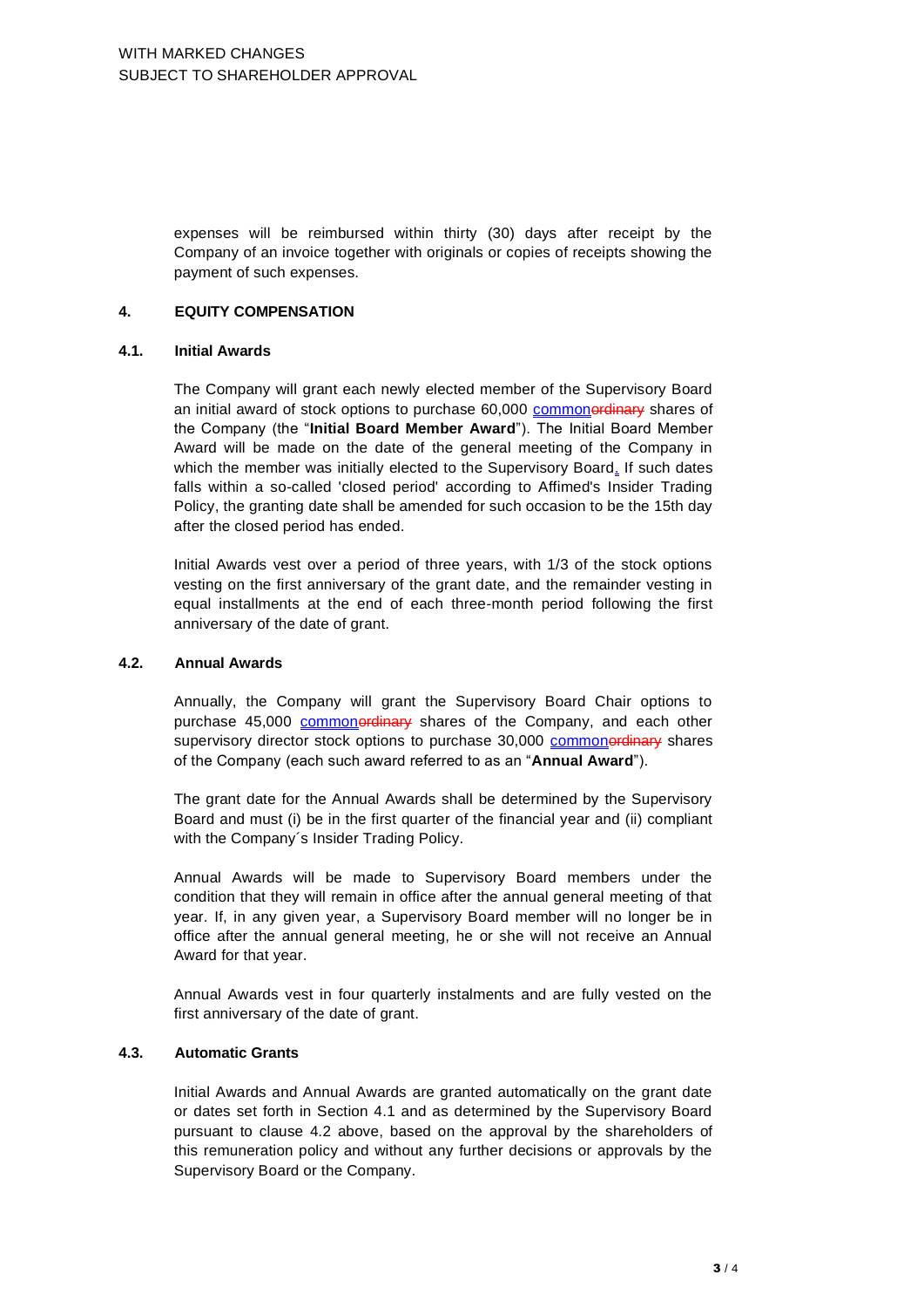expenses will be reimbursed within thirty (30) days after receipt by the Company of an invoice together with originals or copies of receipts showing the payment of such expenses.

## 4. EQUITY COMPENSATION

### 4.1. Initial Awards

The Company will grant each newly elected member of the Supervisory Board an initial award of stock options to purchase 60,000 common~~ordinary~~ shares of the Company (the "**Initial Board Member Award**"). The Initial Board Member Award will be made on the date of the general meeting of the Company in which the member was initially elected to the Supervisory Board. If such dates falls within a so-called 'closed period' according to Affimed's Insider Trading Policy, the granting date shall be amended for such occasion to be the 15th day after the closed period has ended.

Initial Awards vest over a period of three years, with 1/3 of the stock options vesting on the first anniversary of the grant date, and the remainder vesting in equal installments at the end of each three-month period following the first anniversary of the date of grant.

### 4.2. Annual Awards

Annually, the Company will grant the Supervisory Board Chair options to purchase 45,000 common~~ordinary~~ shares of the Company, and each other supervisory director stock options to purchase 30,000 common~~ordinary~~ shares of the Company (each such award referred to as an "**Annual Award**").

The grant date for the Annual Awards shall be determined by the Supervisory Board and must (i) be in the first quarter of the financial year and (ii) compliant with the Company´s Insider Trading Policy.

Annual Awards will be made to Supervisory Board members under the condition that they will remain in office after the annual general meeting of that year. If, in any given year, a Supervisory Board member will no longer be in office after the annual general meeting, he or she will not receive an Annual Award for that year.

Annual Awards vest in four quarterly instalments and are fully vested on the first anniversary of the date of grant.

### 4.3. Automatic Grants

Initial Awards and Annual Awards are granted automatically on the grant date or dates set forth in Section 4.1 and as determined by the Supervisory Board pursuant to clause 4.2 above, based on the approval by the shareholders of this remuneration policy and without any further decisions or approvals by the Supervisory Board or the Company.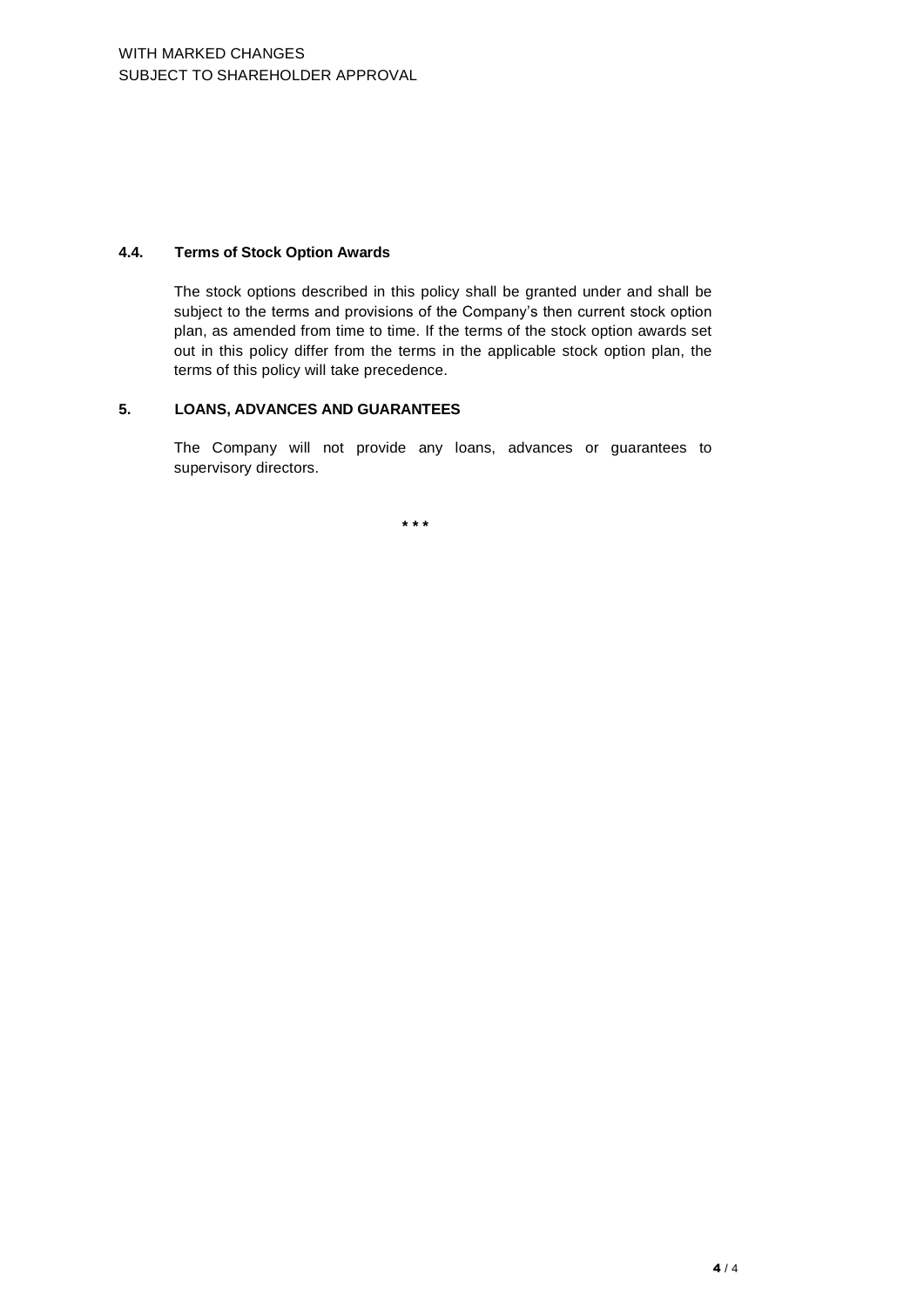WITH MARKED CHANGES
SUBJECT TO SHAREHOLDER APPROVAL

### 4.4. Terms of Stock Option Awards

The stock options described in this policy shall be granted under and shall be subject to the terms and provisions of the Company's then current stock option plan, as amended from time to time. If the terms of the stock option awards set out in this policy differ from the terms in the applicable stock option plan, the terms of this policy will take precedence.

## 5. LOANS, ADVANCES AND GUARANTEES

The Company will not provide any loans, advances or guarantees to supervisory directors.

* * *